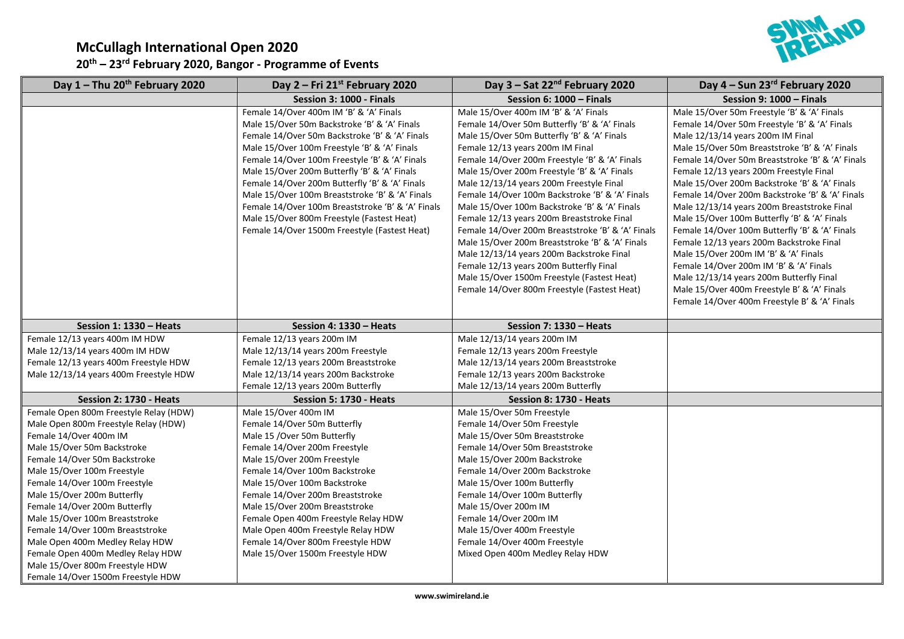# McCullagh International Open 2020

## 20th – 23rd February 2020, Bangor - Programme of Events

| Day 1 – Thu 20th February 2020 | Day 2 – Fri 21st February 2020 | Day 3 – Sat 22nd February 2020 | Day 4 – Sun 23rd February 2020 |
|---|---|---|---|
| | **Session 3: 1000 - Finals** | **Session 6: 1000 – Finals** | **Session 9: 1000 – Finals** |
| | Female 14/Over 400m IM 'B' & 'A' Finals<br>Male 15/Over 50m Backstroke 'B' & 'A' Finals<br>Female 14/Over 50m Backstroke 'B' & 'A' Finals<br>Male 15/Over 100m Freestyle 'B' & 'A' Finals<br>Female 14/Over 100m Freestyle 'B' & 'A' Finals<br>Male 15/Over 200m Butterfly 'B' & 'A' Finals<br>Female 14/Over 200m Butterfly 'B' & 'A' Finals<br>Male 15/Over 100m Breaststroke 'B' & 'A' Finals<br>Female 14/Over 100m Breaststroke 'B' & 'A' Finals<br>Male 15/Over 800m Freestyle (Fastest Heat)<br>Female 14/Over 1500m Freestyle (Fastest Heat) | Male 15/Over 400m IM 'B' & 'A' Finals<br>Female 14/Over 50m Butterfly 'B' & 'A' Finals<br>Male 15/Over 50m Butterfly 'B' & 'A' Finals<br>Female 12/13 years 200m IM Final<br>Female 14/Over 200m Freestyle 'B' & 'A' Finals<br>Male 15/Over 200m Freestyle 'B' & 'A' Finals<br>Male 12/13/14 years 200m Freestyle Final<br>Female 14/Over 100m Backstroke 'B' & 'A' Finals<br>Male 15/Over 100m Backstroke 'B' & 'A' Finals<br>Female 12/13 years 200m Breaststroke Final<br>Female 14/Over 200m Breaststroke 'B' & 'A' Finals<br>Male 15/Over 200m Breaststroke 'B' & 'A' Finals<br>Male 12/13/14 years 200m Backstroke Final<br>Female 12/13 years 200m Butterfly Final<br>Male 15/Over 1500m Freestyle (Fastest Heat)<br>Female 14/Over 800m Freestyle (Fastest Heat) | Male 15/Over 50m Freestyle 'B' & 'A' Finals<br>Female 14/Over 50m Freestyle 'B' & 'A' Finals<br>Male 12/13/14 years 200m IM Final<br>Male 15/Over 50m Breaststroke 'B' & 'A' Finals<br>Female 14/Over 50m Breaststroke 'B' & 'A' Finals<br>Male 15/Over 200m Backstroke 'B' & 'A' Finals<br>Female 14/Over 200m Backstroke 'B' & 'A' Finals<br>Female 12/13 years 200m Freestyle Final<br>Male 12/13/14 years 200m Breaststroke Final<br>Male 15/Over 100m Butterfly 'B' & 'A' Finals<br>Female 14/Over 100m Butterfly 'B' & 'A' Finals<br>Female 12/13 years 200m Backstroke Final<br>Male 15/Over 200m IM 'B' & 'A' Finals<br>Female 14/Over 200m IM 'B' & 'A' Finals<br>Male 12/13/14 years 200m Butterfly Final<br>Male 15/Over 400m Freestyle B' & 'A' Finals<br>Female 14/Over 400m Freestyle B' & 'A' Finals |
| **Session 1: 1330 – Heats** | **Session 4: 1330 – Heats** | **Session 7: 1330 – Heats** | |
| Female 12/13 years 400m IM HDW<br>Male 12/13/14 years 400m IM HDW<br>Female 12/13 years 400m Freestyle HDW<br>Male 12/13/14 years 400m Freestyle HDW | Female 12/13 years 200m IM<br>Male 12/13/14 years 200m Freestyle<br>Female 12/13 years 200m Breaststroke<br>Male 12/13/14 years 200m Backstroke<br>Female 12/13 years 200m Butterfly | Male 12/13/14 years 200m IM<br>Female 12/13 years 200m Freestyle<br>Male 12/13/14 years 200m Breaststroke<br>Female 12/13 years 200m Backstroke<br>Male 12/13/14 years 200m Butterfly | |
| **Session 2: 1730 - Heats** | **Session 5: 1730 - Heats** | **Session 8: 1730 - Heats** | |
| Female Open 800m Freestyle Relay (HDW)<br>Male Open 800m Freestyle Relay (HDW)<br>Female 14/Over 400m IM<br>Male 15/Over 50m Backstroke<br>Female 14/Over 50m Backstroke<br>Male 15/Over 100m Freestyle<br>Female 14/Over 100m Freestyle<br>Male 15/Over 200m Butterfly<br>Female 14/Over 200m Butterfly<br>Male 15/Over 100m Breaststroke<br>Female 14/Over 100m Breaststroke<br>Male Open 400m Medley Relay HDW<br>Female Open 400m Medley Relay HDW<br>Male 15/Over 800m Freestyle HDW<br>Female 14/Over 1500m Freestyle HDW | Male 15/Over 400m IM<br>Female 14/Over 50m Butterfly<br>Male 15 /Over 50m Butterfly<br>Female 14/Over 200m Freestyle<br>Male 15/Over 200m Freestyle<br>Female 14/Over 100m Backstroke<br>Male 15/Over 100m Backstroke<br>Female 14/Over 200m Breaststroke<br>Male 15/Over 200m Breaststroke<br>Female Open 400m Freestyle Relay HDW<br>Male Open 400m Freestyle Relay HDW<br>Female 14/Over 800m Freestyle HDW<br>Male 15/Over 1500m Freestyle HDW | Male 15/Over 50m Freestyle<br>Female 14/Over 50m Freestyle<br>Male 15/Over 50m Breaststroke<br>Female 14/Over 50m Breaststroke<br>Male 15/Over 200m Backstroke<br>Female 14/Over 200m Backstroke<br>Male 15/Over 100m Butterfly<br>Female 14/Over 100m Butterfly<br>Male 15/Over 200m IM<br>Female 14/Over 200m IM<br>Male 15/Over 400m Freestyle<br>Female 14/Over 400m Freestyle<br>Mixed Open 400m Medley Relay HDW | |

www.swimireland.ie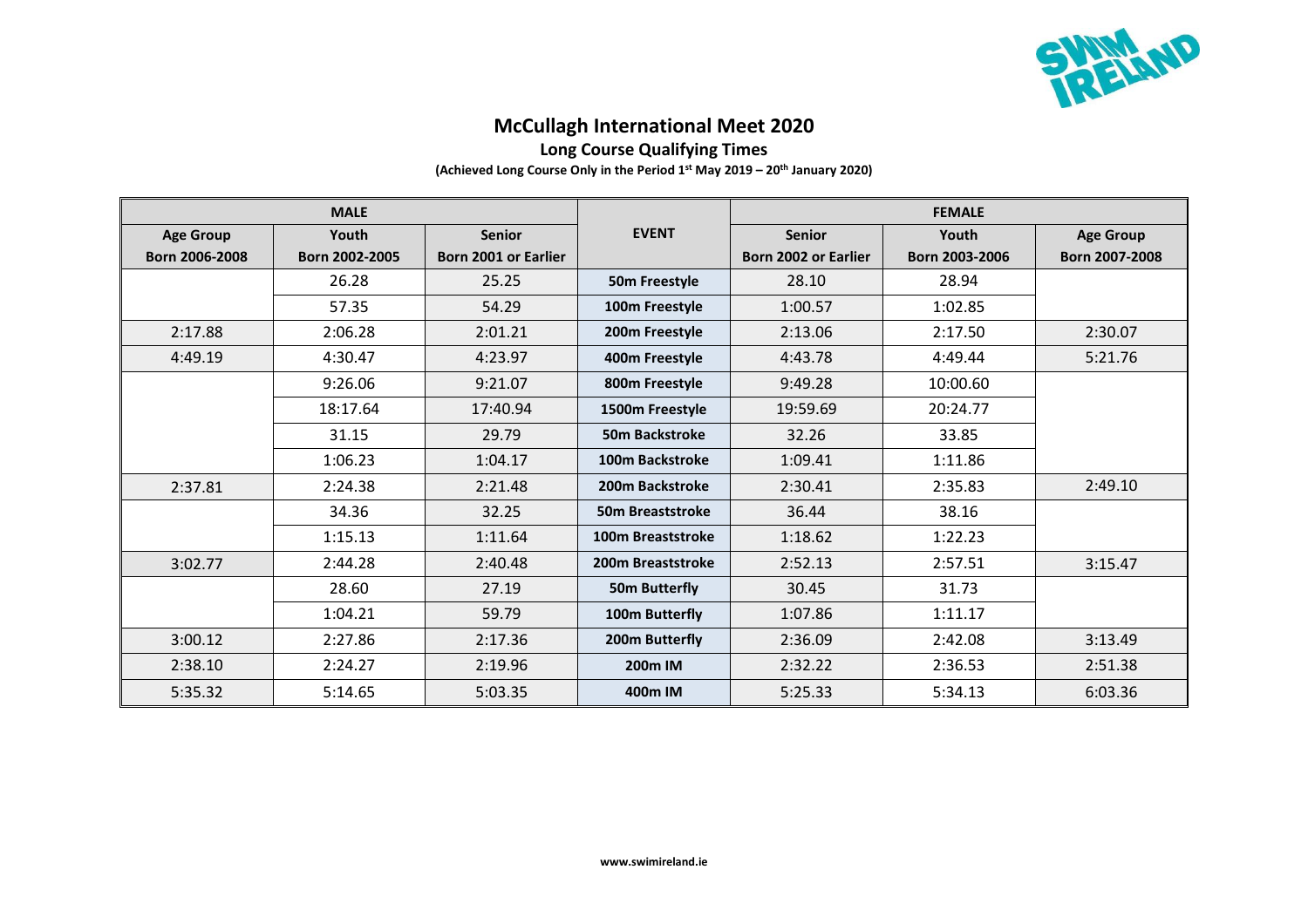# McCullagh International Meet 2020

## Long Course Qualifying Times

**(Achieved Long Course Only in the Period 1st May 2019 – 20th January 2020)**

| MALE | | | EVENT | FEMALE | | |
|---|---|---|---|---|---|---|
| Age Group Born 2006-2008 | Youth Born 2002-2005 | Senior Born 2001 or Earlier | | Senior Born 2002 or Earlier | Youth Born 2003-2006 | Age Group Born 2007-2008 |
| | 26.28 | 25.25 | 50m Freestyle | 28.10 | 28.94 | |
| | 57.35 | 54.29 | 100m Freestyle | 1:00.57 | 1:02.85 | |
| 2:17.88 | 2:06.28 | 2:01.21 | 200m Freestyle | 2:13.06 | 2:17.50 | 2:30.07 |
| 4:49.19 | 4:30.47 | 4:23.97 | 400m Freestyle | 4:43.78 | 4:49.44 | 5:21.76 |
| | 9:26.06 | 9:21.07 | 800m Freestyle | 9:49.28 | 10:00.60 | |
| | 18:17.64 | 17:40.94 | 1500m Freestyle | 19:59.69 | 20:24.77 | |
| | 31.15 | 29.79 | 50m Backstroke | 32.26 | 33.85 | |
| | 1:06.23 | 1:04.17 | 100m Backstroke | 1:09.41 | 1:11.86 | |
| 2:37.81 | 2:24.38 | 2:21.48 | 200m Backstroke | 2:30.41 | 2:35.83 | 2:49.10 |
| | 34.36 | 32.25 | 50m Breaststroke | 36.44 | 38.16 | |
| | 1:15.13 | 1:11.64 | 100m Breaststroke | 1:18.62 | 1:22.23 | |
| 3:02.77 | 2:44.28 | 2:40.48 | 200m Breaststroke | 2:52.13 | 2:57.51 | 3:15.47 |
| | 28.60 | 27.19 | 50m Butterfly | 30.45 | 31.73 | |
| | 1:04.21 | 59.79 | 100m Butterfly | 1:07.86 | 1:11.17 | |
| 3:00.12 | 2:27.86 | 2:17.36 | 200m Butterfly | 2:36.09 | 2:42.08 | 3:13.49 |
| 2:38.10 | 2:24.27 | 2:19.96 | 200m IM | 2:32.22 | 2:36.53 | 2:51.38 |
| 5:35.32 | 5:14.65 | 5:03.35 | 400m IM | 5:25.33 | 5:34.13 | 6:03.36 |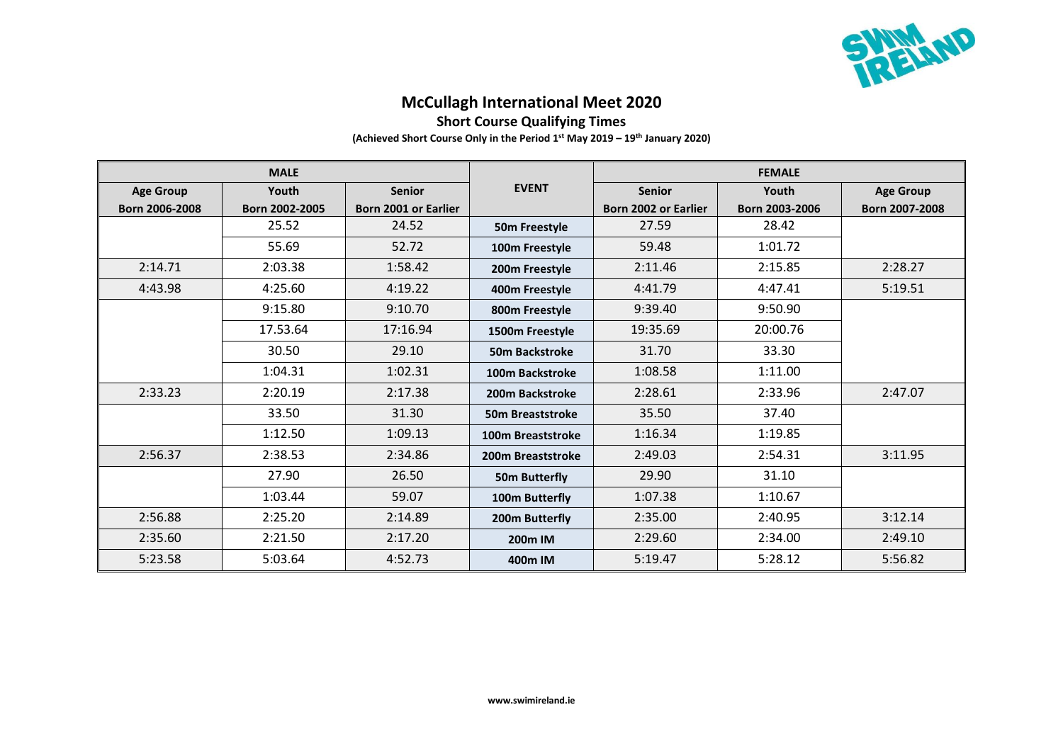# McCullagh International Meet 2020

## Short Course Qualifying Times

**(Achieved Short Course Only in the Period 1st May 2019 – 19th January 2020)**

| MALE | | | EVENT | FEMALE | | |
|---|---|---|---|---|---|---|
| **Age Group Born 2006-2008** | **Youth Born 2002-2005** | **Senior Born 2001 or Earlier** | | **Senior Born 2002 or Earlier** | **Youth Born 2003-2006** | **Age Group Born 2007-2008** |
| | 25.52 | 24.52 | **50m Freestyle** | 27.59 | 28.42 | |
| | 55.69 | 52.72 | **100m Freestyle** | 59.48 | 1:01.72 | |
| 2:14.71 | 2:03.38 | 1:58.42 | **200m Freestyle** | 2:11.46 | 2:15.85 | 2:28.27 |
| 4:43.98 | 4:25.60 | 4:19.22 | **400m Freestyle** | 4:41.79 | 4:47.41 | 5:19.51 |
| | 9:15.80 | 9:10.70 | **800m Freestyle** | 9:39.40 | 9:50.90 | |
| | 17.53.64 | 17:16.94 | **1500m Freestyle** | 19:35.69 | 20:00.76 | |
| | 30.50 | 29.10 | **50m Backstroke** | 31.70 | 33.30 | |
| | 1:04.31 | 1:02.31 | **100m Backstroke** | 1:08.58 | 1:11.00 | |
| 2:33.23 | 2:20.19 | 2:17.38 | **200m Backstroke** | 2:28.61 | 2:33.96 | 2:47.07 |
| | 33.50 | 31.30 | **50m Breaststroke** | 35.50 | 37.40 | |
| | 1:12.50 | 1:09.13 | **100m Breaststroke** | 1:16.34 | 1:19.85 | |
| 2:56.37 | 2:38.53 | 2:34.86 | **200m Breaststroke** | 2:49.03 | 2:54.31 | 3:11.95 |
| | 27.90 | 26.50 | **50m Butterfly** | 29.90 | 31.10 | |
| | 1:03.44 | 59.07 | **100m Butterfly** | 1:07.38 | 1:10.67 | |
| 2:56.88 | 2:25.20 | 2:14.89 | **200m Butterfly** | 2:35.00 | 2:40.95 | 3:12.14 |
| 2:35.60 | 2:21.50 | 2:17.20 | **200m IM** | 2:29.60 | 2:34.00 | 2:49.10 |
| 5:23.58 | 5:03.64 | 4:52.73 | **400m IM** | 5:19.47 | 5:28.12 | 5:56.82 |